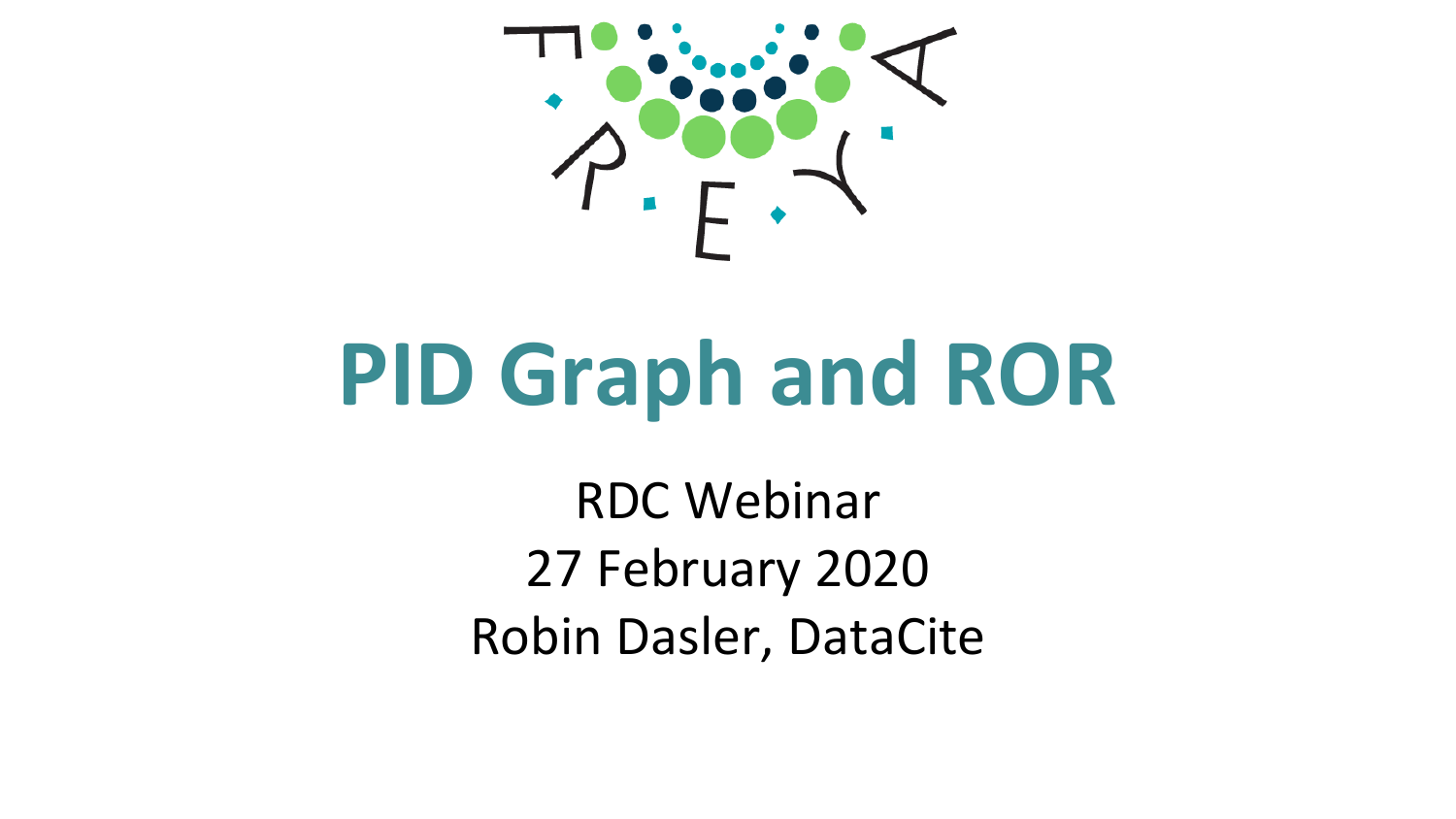# PID Graph and ROR

RDC Webinar

27 February 2020

Robin Dasler, DataCite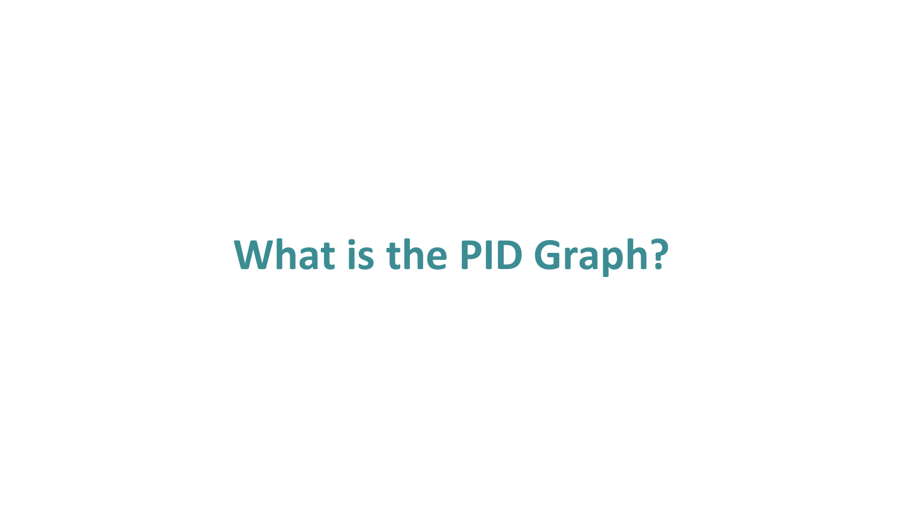# What is the PID Graph?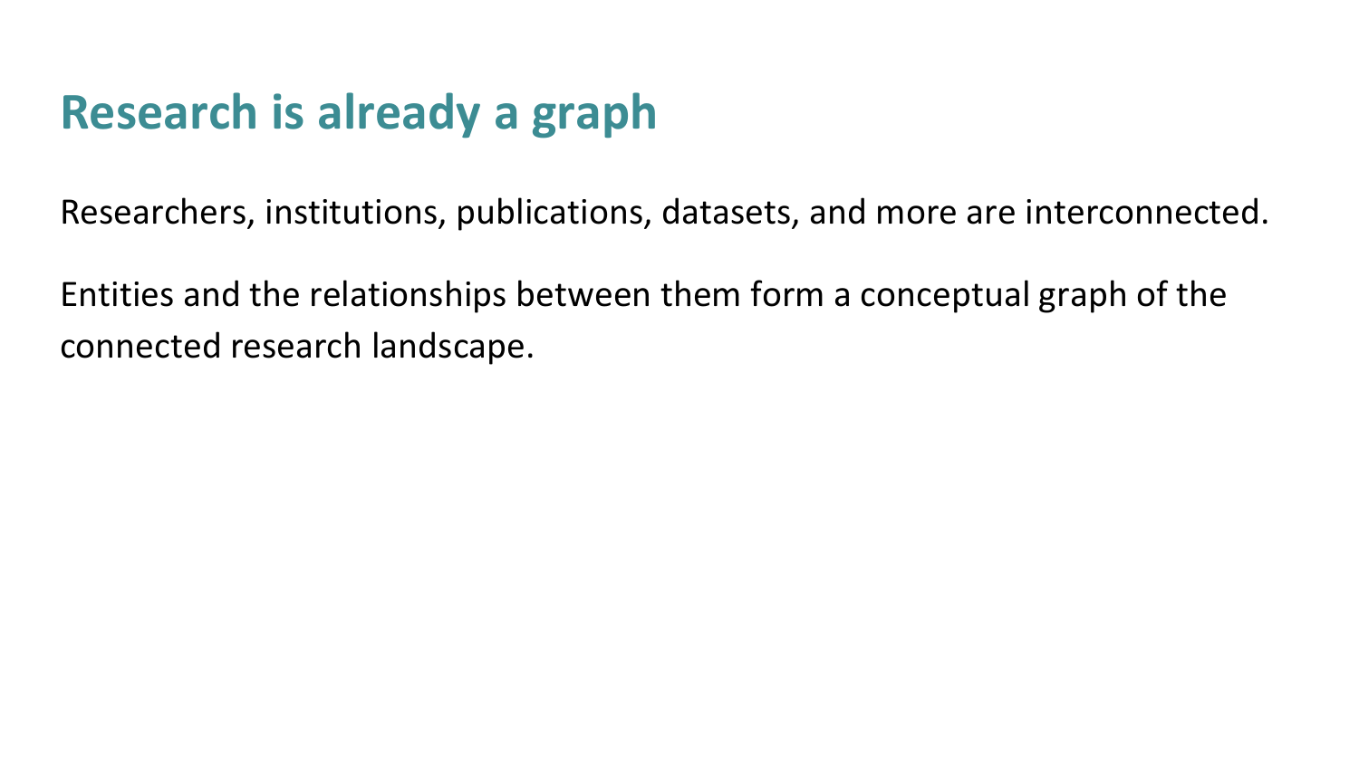# Research is already a graph

Researchers, institutions, publications, datasets, and more are interconnected.

Entities and the relationships between them form a conceptual graph of the connected research landscape.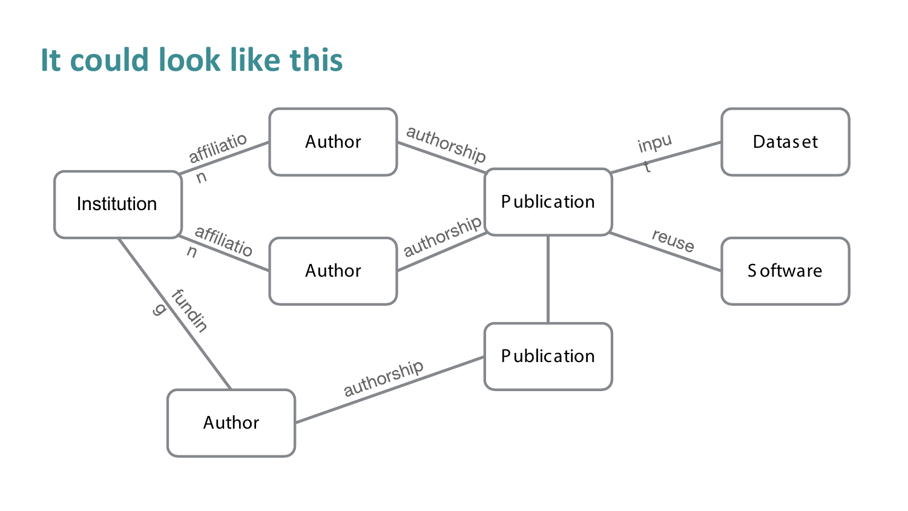# It could look like this

Institution — affiliation — Author — authorship — Publication

Institution — affiliation — Author — authorship — Publication

Institution — funding — Author — authorship — Publication

Publication — input — Dataset

Publication — reuse — Software

Publication — Publication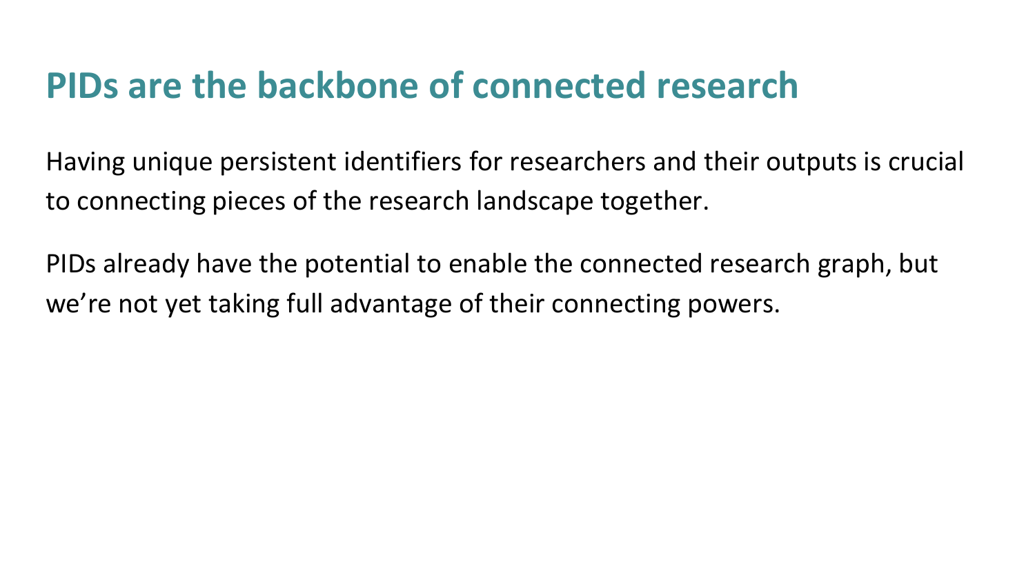# PIDs are the backbone of connected research

Having unique persistent identifiers for researchers and their outputs is crucial to connecting pieces of the research landscape together.

PIDs already have the potential to enable the connected research graph, but we’re not yet taking full advantage of their connecting powers.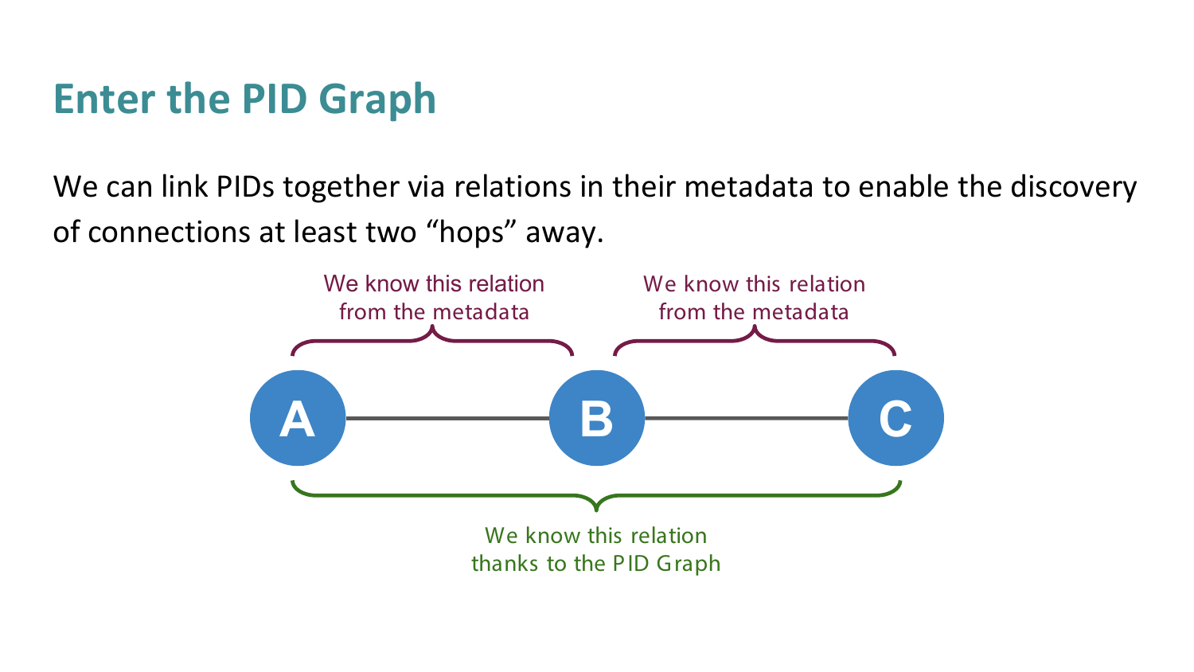# Enter the PID Graph

We can link PIDs together via relations in their metadata to enable the discovery of connections at least two “hops” away.

We know this relation from the metadata

We know this relation from the metadata

A — B — C

We know this relation thanks to the PID Graph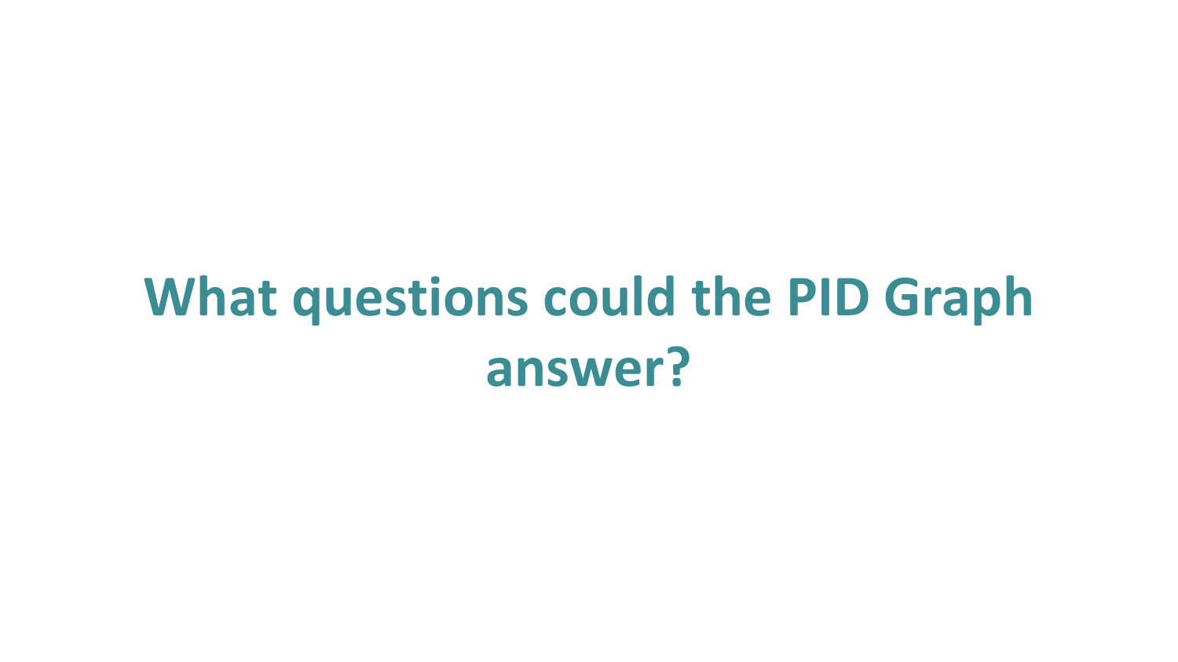# What questions could the PID Graph answer?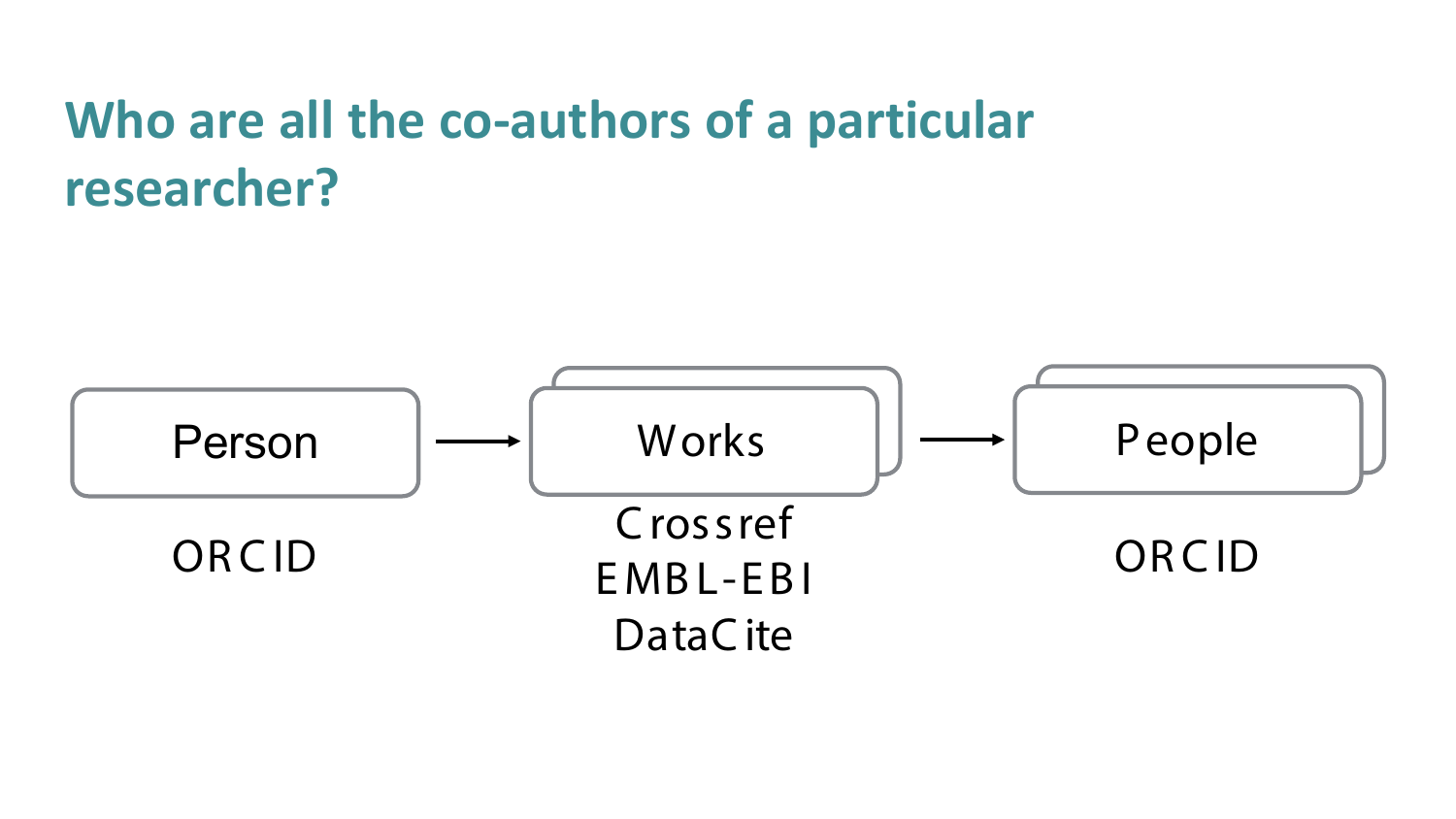# Who are all the co-authors of a particular researcher?

Person → Works → People

ORCID

Crossref
EMBL-EBI
DataCite

ORCID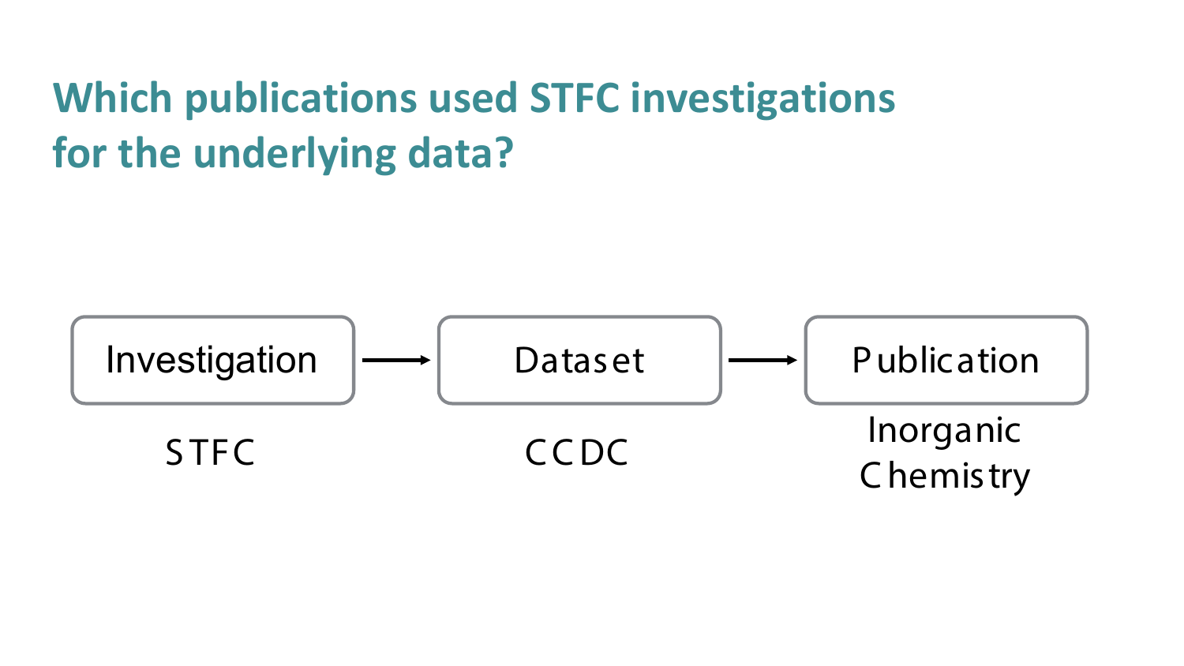# Which publications used STFC investigations for the underlying data?

Investigation → Dataset → Publication

| Investigation | Dataset | Publication |
| --- | --- | --- |
| STFC | CCDC | Inorganic Chemistry |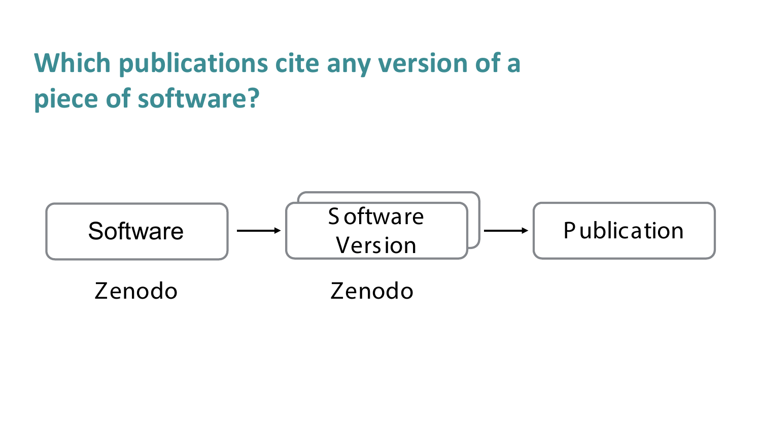# Which publications cite any version of a piece of software?

Software → Software Version → Publication

Zenodo          Zenodo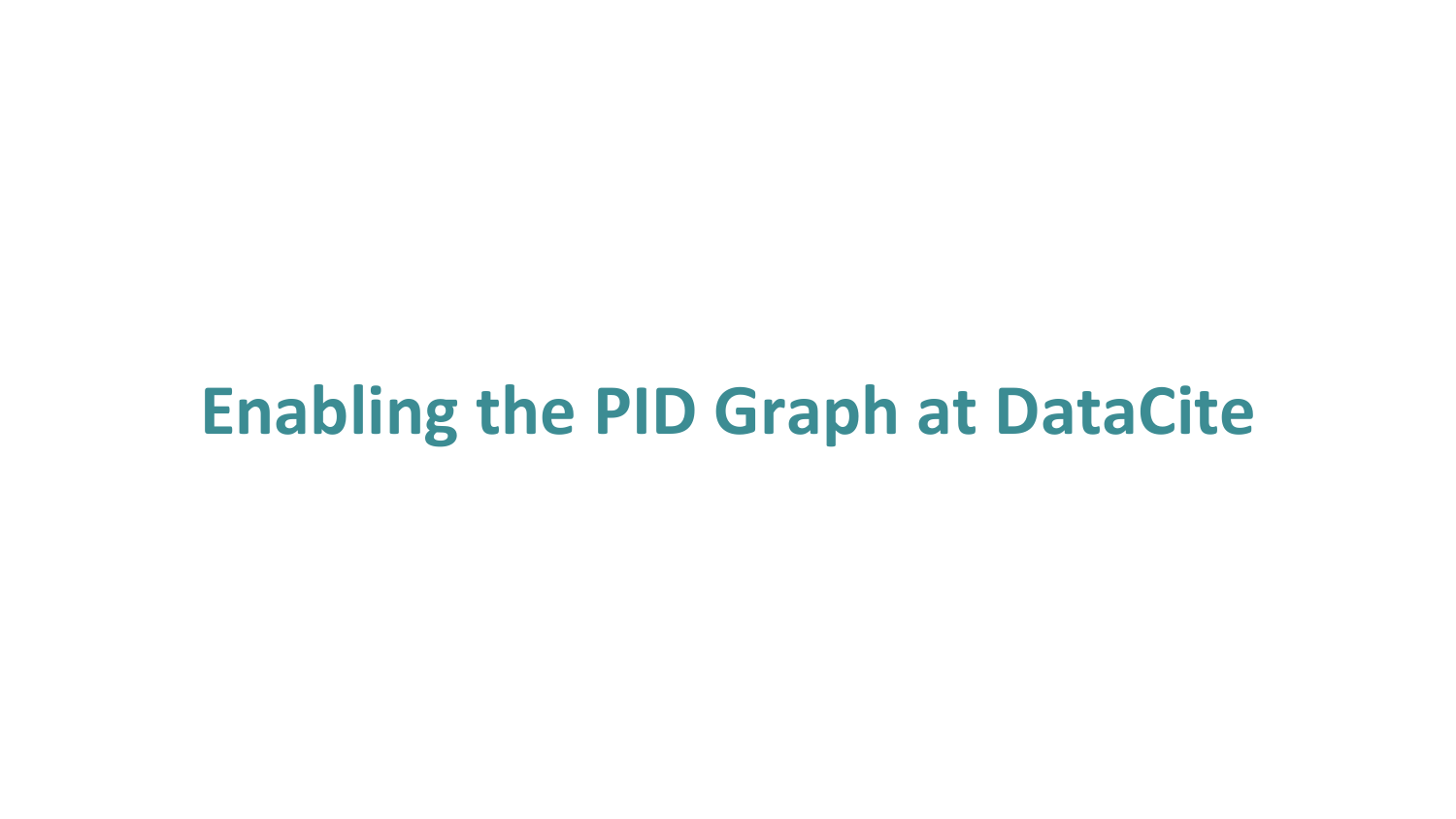# Enabling the PID Graph at DataCite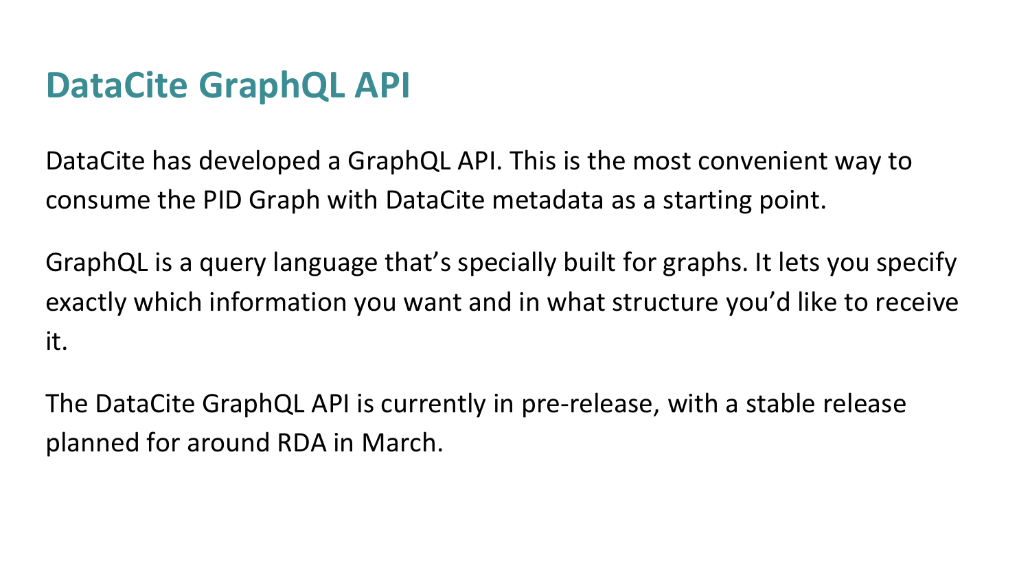# DataCite GraphQL API

DataCite has developed a GraphQL API. This is the most convenient way to consume the PID Graph with DataCite metadata as a starting point.

GraphQL is a query language that's specially built for graphs. It lets you specify exactly which information you want and in what structure you'd like to receive it.

The DataCite GraphQL API is currently in pre-release, with a stable release planned for around RDA in March.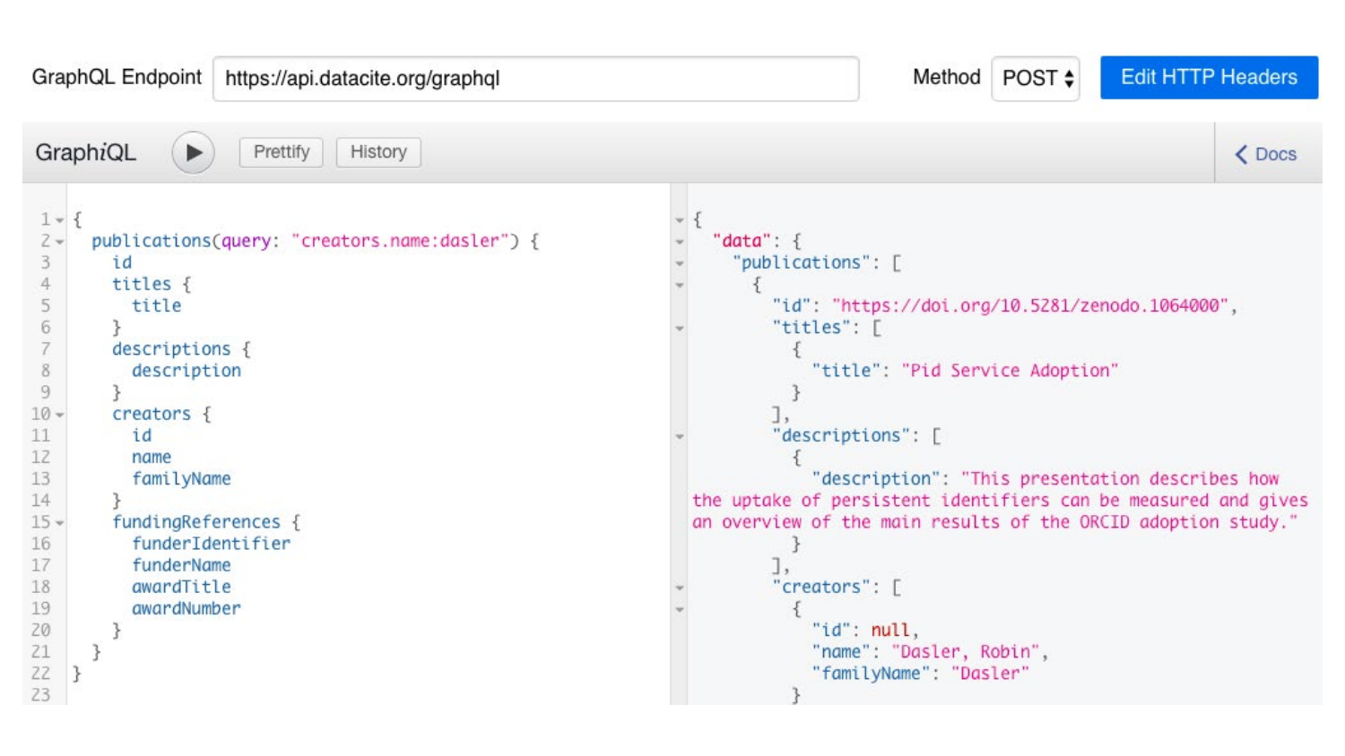GraphQL Endpoint https://api.datacite.org/graphql

Method POST

Edit HTTP Headers

GraphiQL Prettify History Docs

```
{
  publications(query: "creators.name:dasler") {
    id
    titles {
      title
    }
    descriptions {
      description
    }
    creators {
      id
      name
      familyName
    }
    fundingReferences {
      funderIdentifier
      funderName
      awardTitle
      awardNumber
    }
  }
}
```

```
{
  "data": {
    "publications": [
      {
        "id": "https://doi.org/10.5281/zenodo.1064000",
        "titles": [
          {
            "title": "Pid Service Adoption"
          }
        ],
        "descriptions": [
          {
            "description": "This presentation describes how the uptake of persistent identifiers can be measured and gives an overview of the main results of the ORCID adoption study."
          }
        ],
        "creators": [
          {
            "id": null,
            "name": "Dasler, Robin",
            "familyName": "Dasler"
          }
```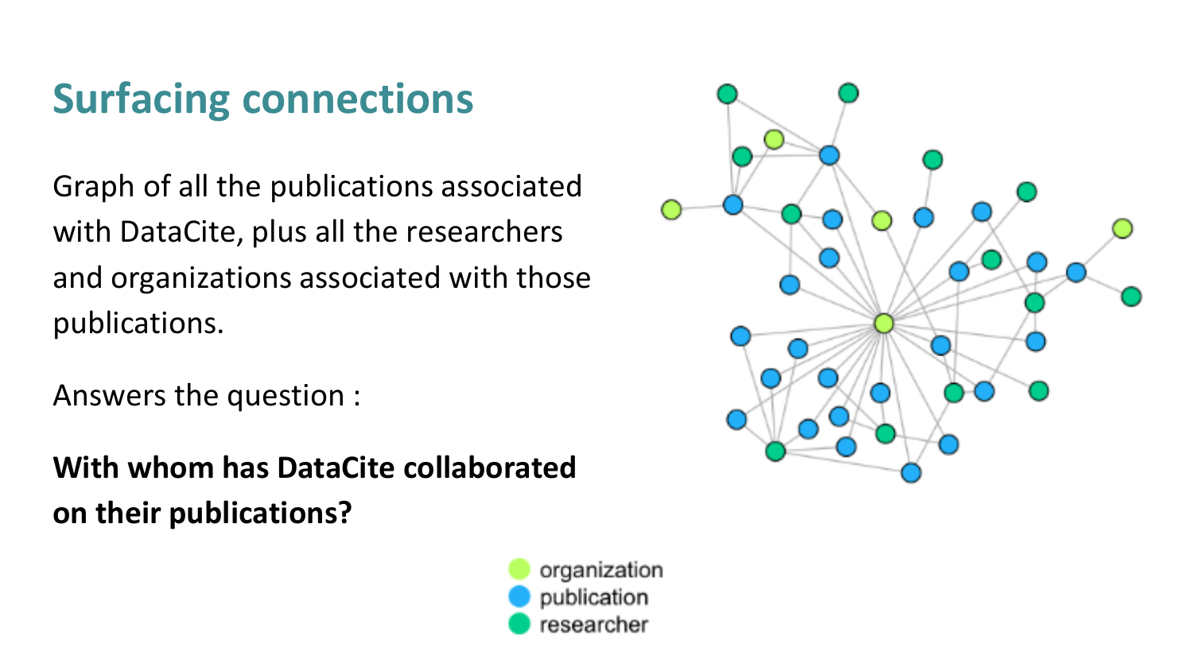# Surfacing connections

Graph of all the publications associated with DataCite, plus all the researchers and organizations associated with those publications.

Answers the question :

**With whom has DataCite collaborated on their publications?**

- organization
- publication
- researcher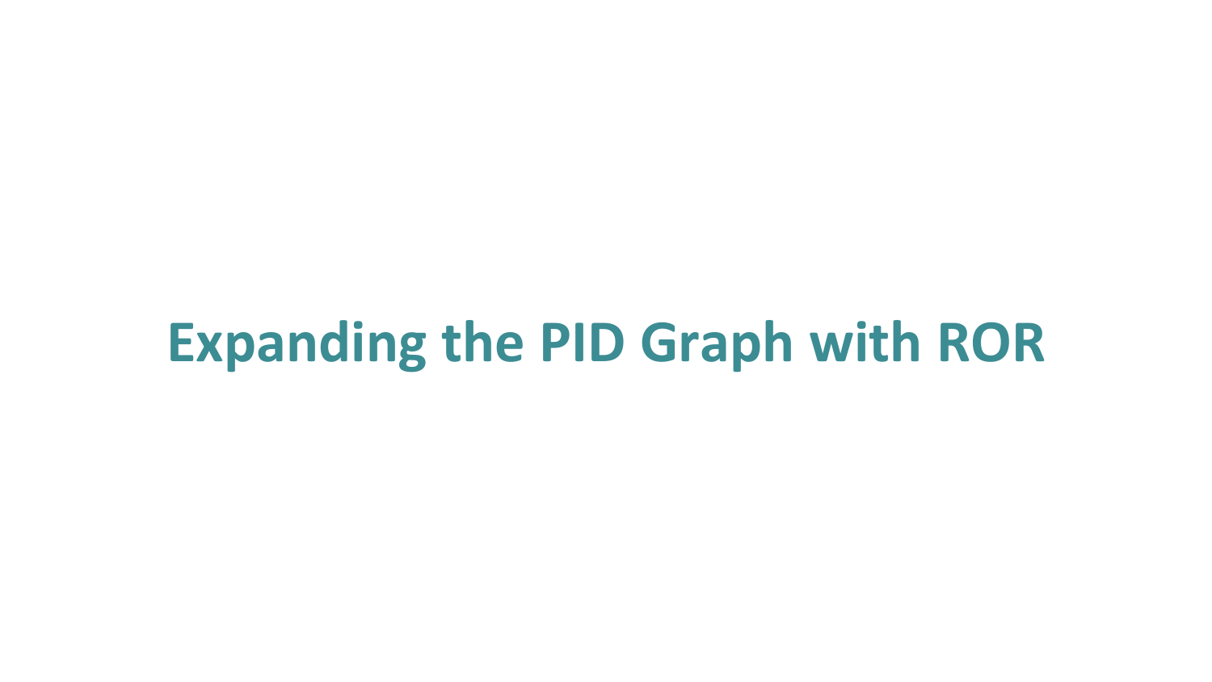# Expanding the PID Graph with ROR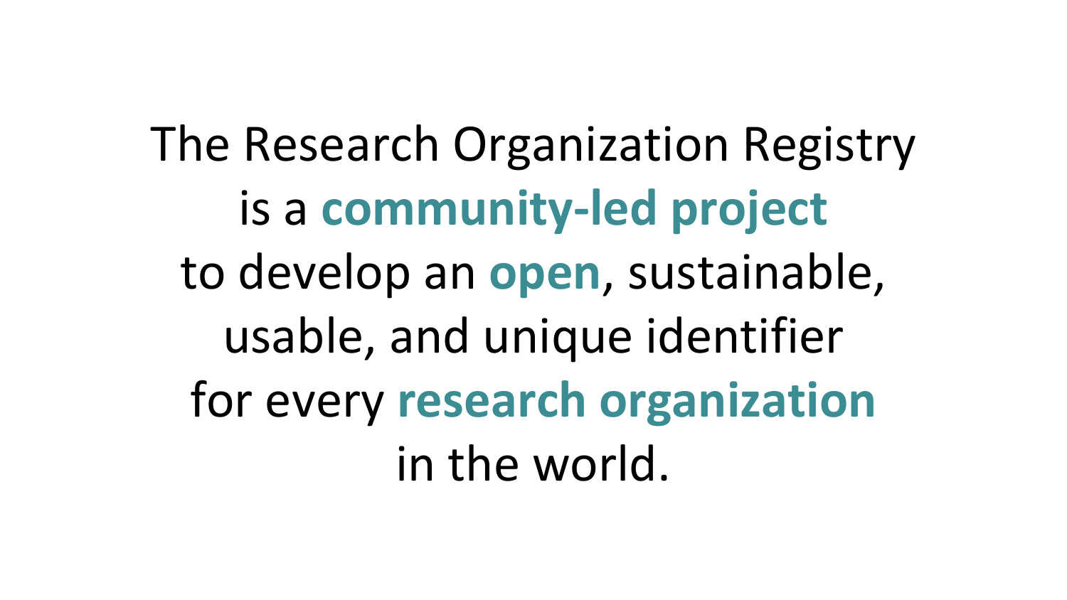The Research Organization Registry
is a **community-led project**
to develop an **open**, sustainable,
usable, and unique identifier
for every **research organization**
in the world.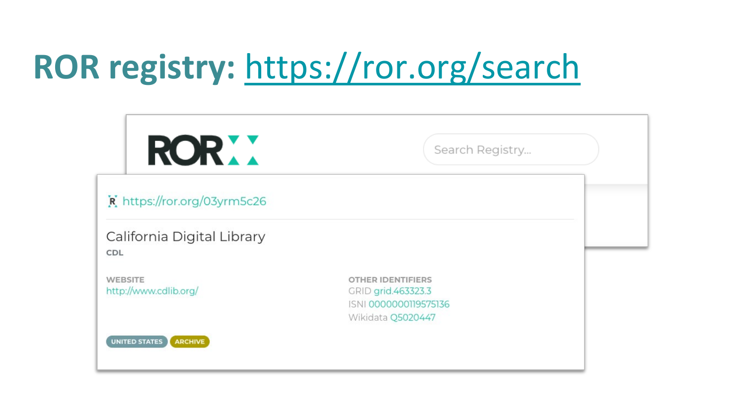# ROR registry: https://ror.org/search

ROR

Search Registry...

https://ror.org/03yrm5c26

California Digital Library

CDL

WEBSITE

http://www.cdlib.org/

OTHER IDENTIFIERS

GRID grid.463323.3

ISNI 0000000119575136

Wikidata Q5020447

UNITED STATES ARCHIVE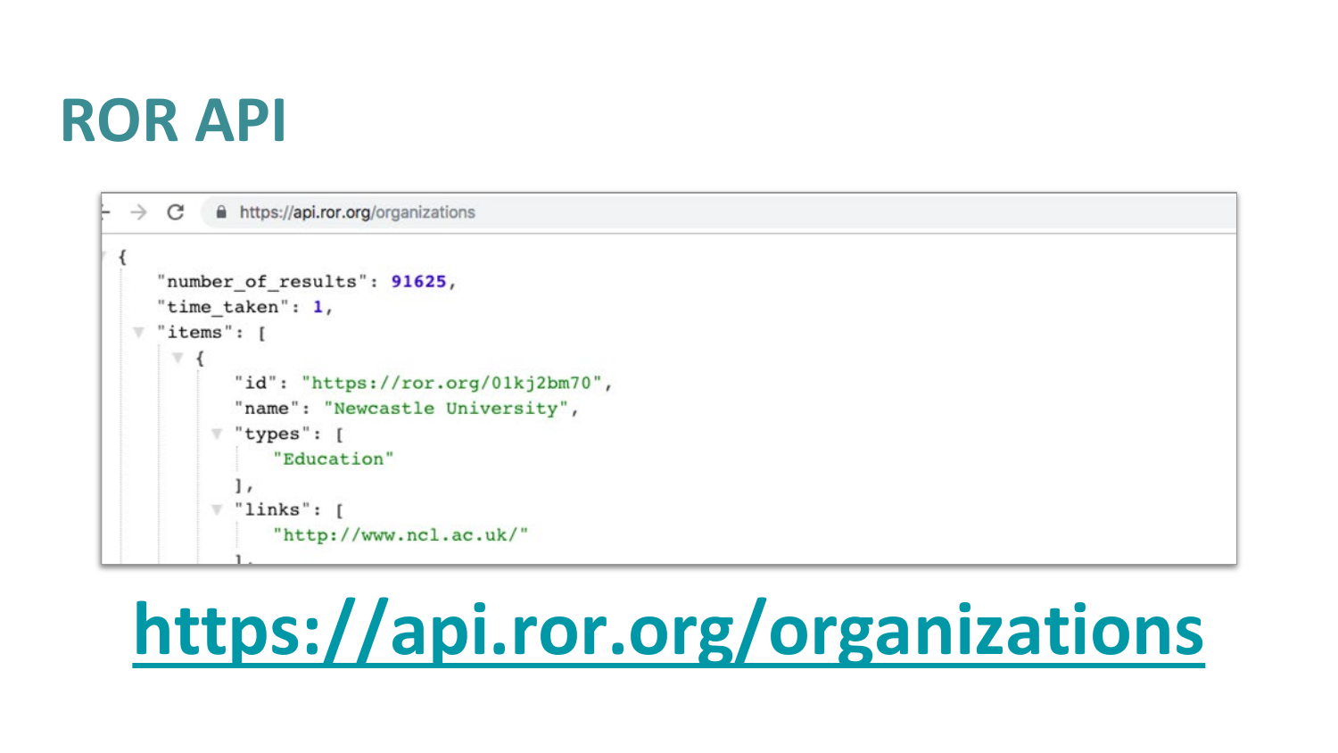# ROR API

https://api.ror.org/organizations

```
{
  "number_of_results": 91625,
  "time_taken": 1,
  "items": [
    {
      "id": "https://ror.org/01kj2bm70",
      "name": "Newcastle University",
      "types": [
        "Education"
      ],
      "links": [
        "http://www.ncl.ac.uk/"
      ],
```

[https://api.ror.org/organizations](https://api.ror.org/organizations)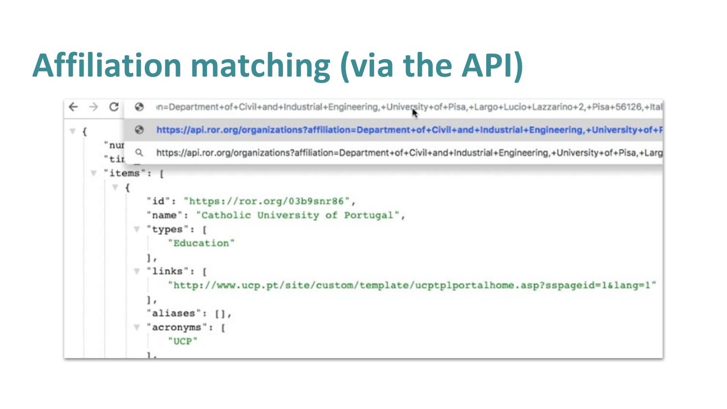# Affiliation matching (via the API)

```
n=Department+of+Civil+and+Industrial+Engineering,+University+of+Pisa,+Largo+Lucio+Lazzarino+2,+Pisa+56126,+Ital
https://api.ror.org/organizations?affiliation=Department+of+Civil+and+Industrial+Engineering,+University+of+P
https://api.ror.org/organizations?affiliation=Department+of+Civil+and+Industrial+Engineering,+University+of+Pisa,+Larg

{
  "nur
  "tir
  "items": [
    {
      "id": "https://ror.org/03b9snr86",
      "name": "Catholic University of Portugal",
      "types": [
        "Education"
      ],
      "links": [
        "http://www.ucp.pt/site/custom/template/ucptplportalhome.asp?sspageid=1&lang=1"
      ],
      "aliases": [],
      "acronyms": [
        "UCP"
      ],
```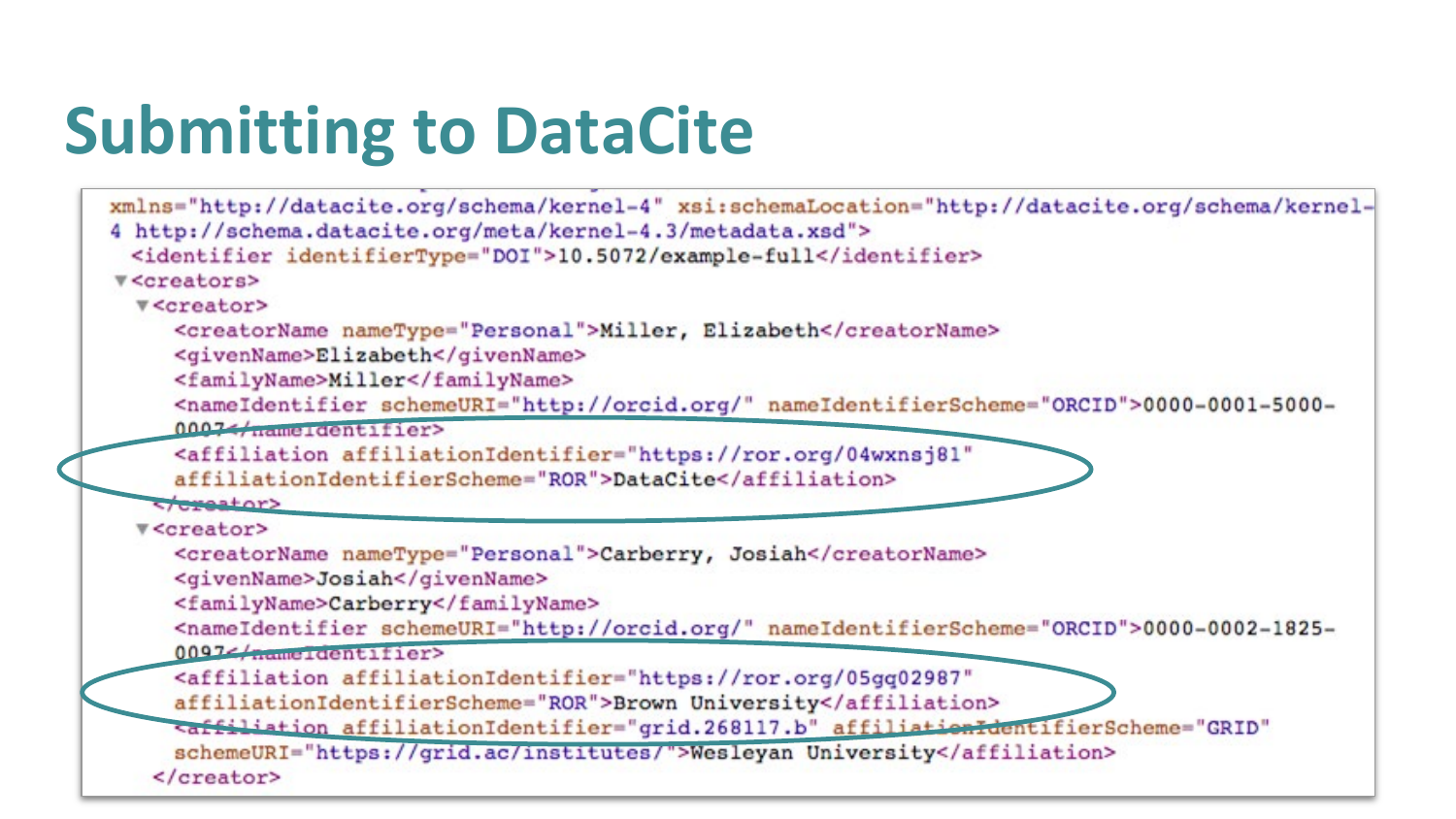# Submitting to DataCite

```
xmlns="http://datacite.org/schema/kernel-4" xsi:schemaLocation="http://datacite.org/schema/kernel-
4 http://schema.datacite.org/meta/kernel-4.3/metadata.xsd">
  <identifier identifierType="DOI">10.5072/example-full</identifier>
 ▼<creators>
   ▼<creator>
      <creatorName nameType="Personal">Miller, Elizabeth</creatorName>
      <givenName>Elizabeth</givenName>
      <familyName>Miller</familyName>
      <nameIdentifier schemeURI="http://orcid.org/" nameIdentifierScheme="ORCID">0000-0001-5000-
      0007</nameIdentifier>
      <affiliation affiliationIdentifier="https://ror.org/04wxnsj81"
      affiliationIdentifierScheme="ROR">DataCite</affiliation>
    </creator>
   ▼<creator>
      <creatorName nameType="Personal">Carberry, Josiah</creatorName>
      <givenName>Josiah</givenName>
      <familyName>Carberry</familyName>
      <nameIdentifier schemeURI="http://orcid.org/" nameIdentifierScheme="ORCID">0000-0002-1825-
      0097</nameIdentifier>
      <affiliation affiliationIdentifier="https://ror.org/05gq02987"
      affiliationIdentifierScheme="ROR">Brown University</affiliation>
      <affiliation affiliationIdentifier="grid.268117.b" affiliationIdentifierScheme="GRID"
      schemeURI="https://grid.ac/institutes/">Wesleyan University</affiliation>
    </creator>
```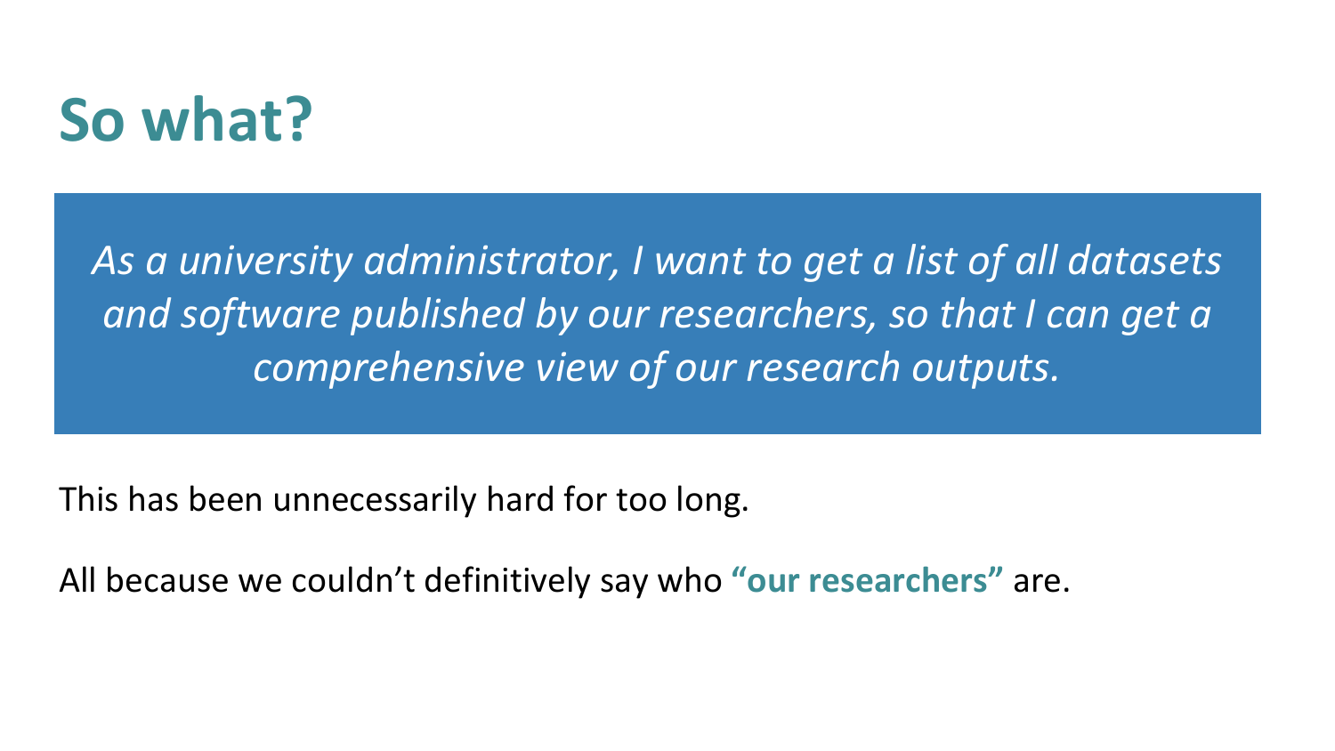# So what?

> *As a university administrator, I want to get a list of all datasets and software published by our researchers, so that I can get a comprehensive view of our research outputs.*

This has been unnecessarily hard for too long.

All because we couldn't definitively say who **"our researchers"** are.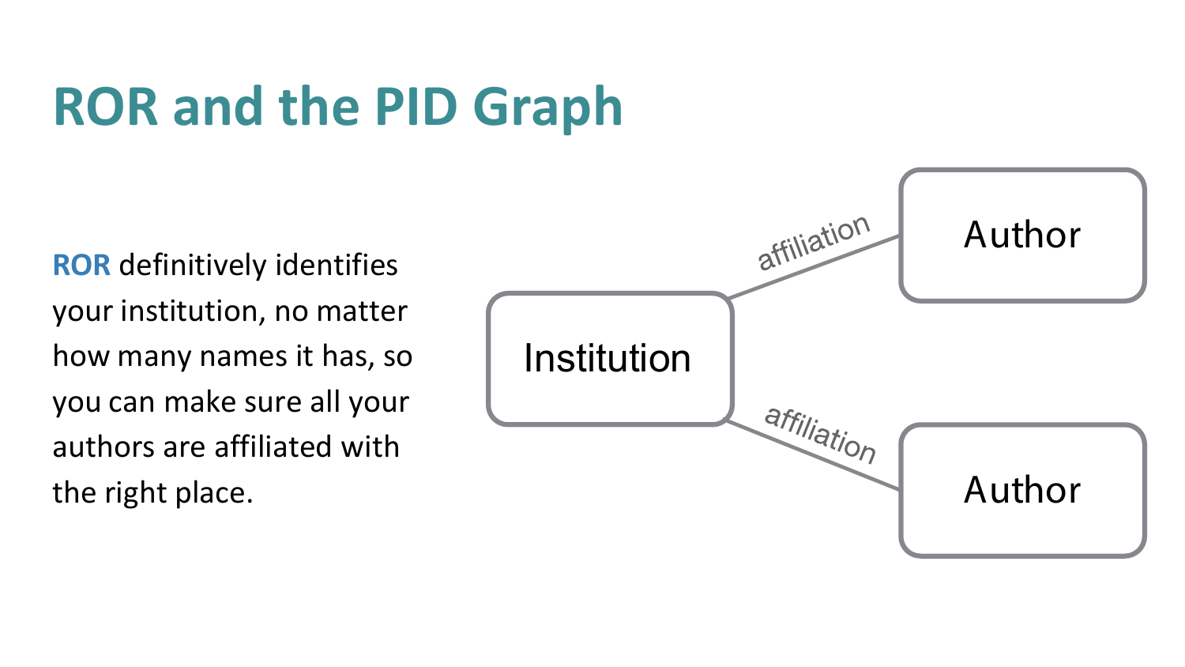# ROR and the PID Graph

**ROR** definitively identifies your institution, no matter how many names it has, so you can make sure all your authors are affiliated with the right place.

Institution

affiliation

Author

affiliation

Author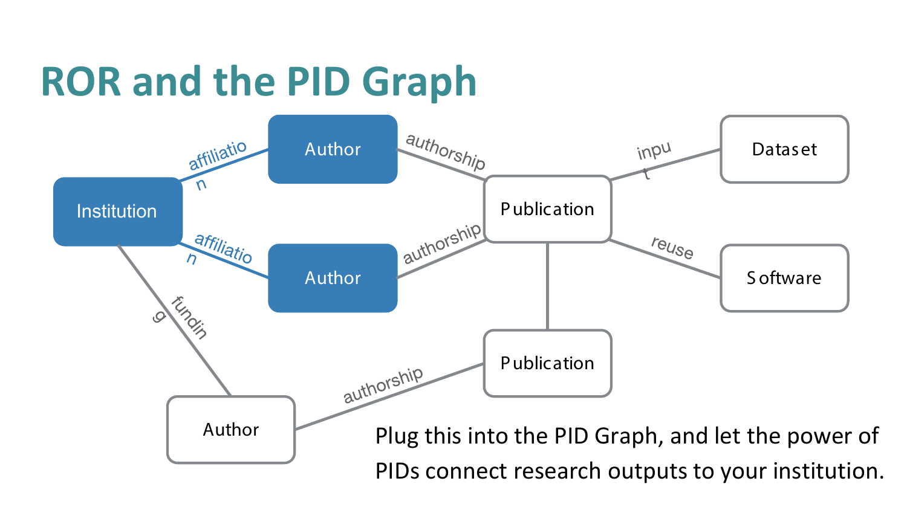# ROR and the PID Graph

Institution — affiliation — Author

Institution — affiliation — Author

Institution — funding — Author

Author — authorship — Publication

Author — authorship — Publication

Author — authorship — Publication

Publication — input — Dataset

Publication — reuse — Software

Publication — Publication

Plug this into the PID Graph, and let the power of PIDs connect research outputs to your institution.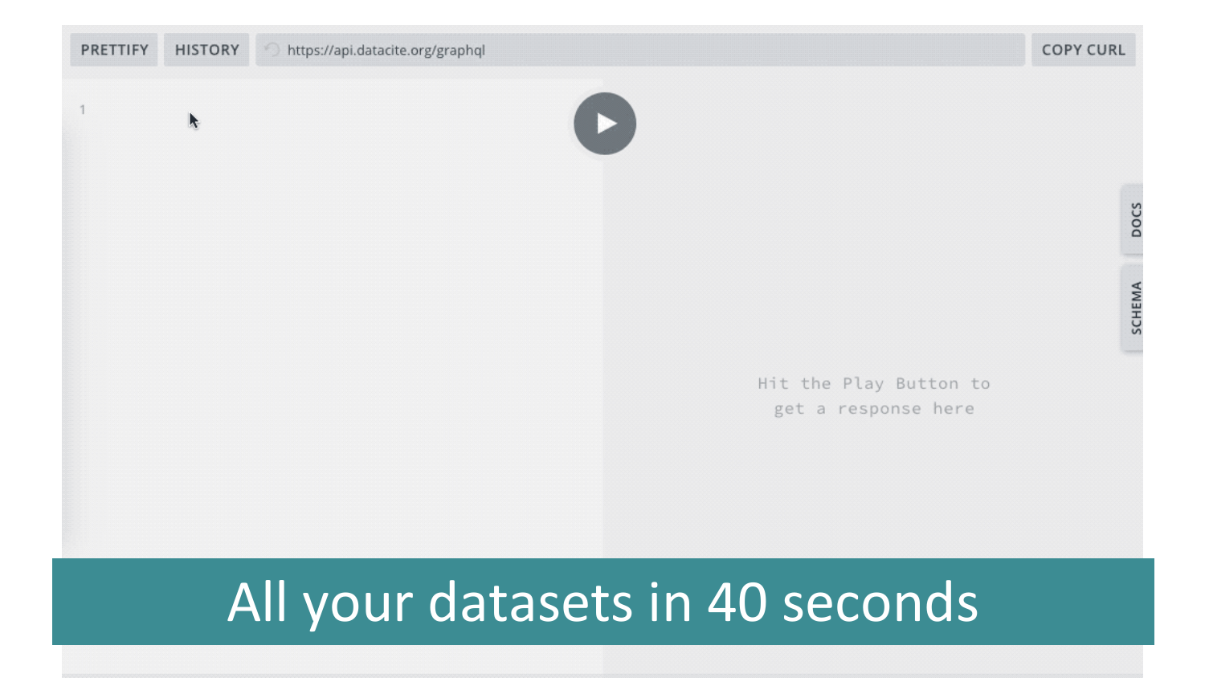PRETTIFY HISTORY https://api.datacite.org/graphql COPY CURL

1

Hit the Play Button to get a response here

DOCS

SCHEMA

All your datasets in 40 seconds